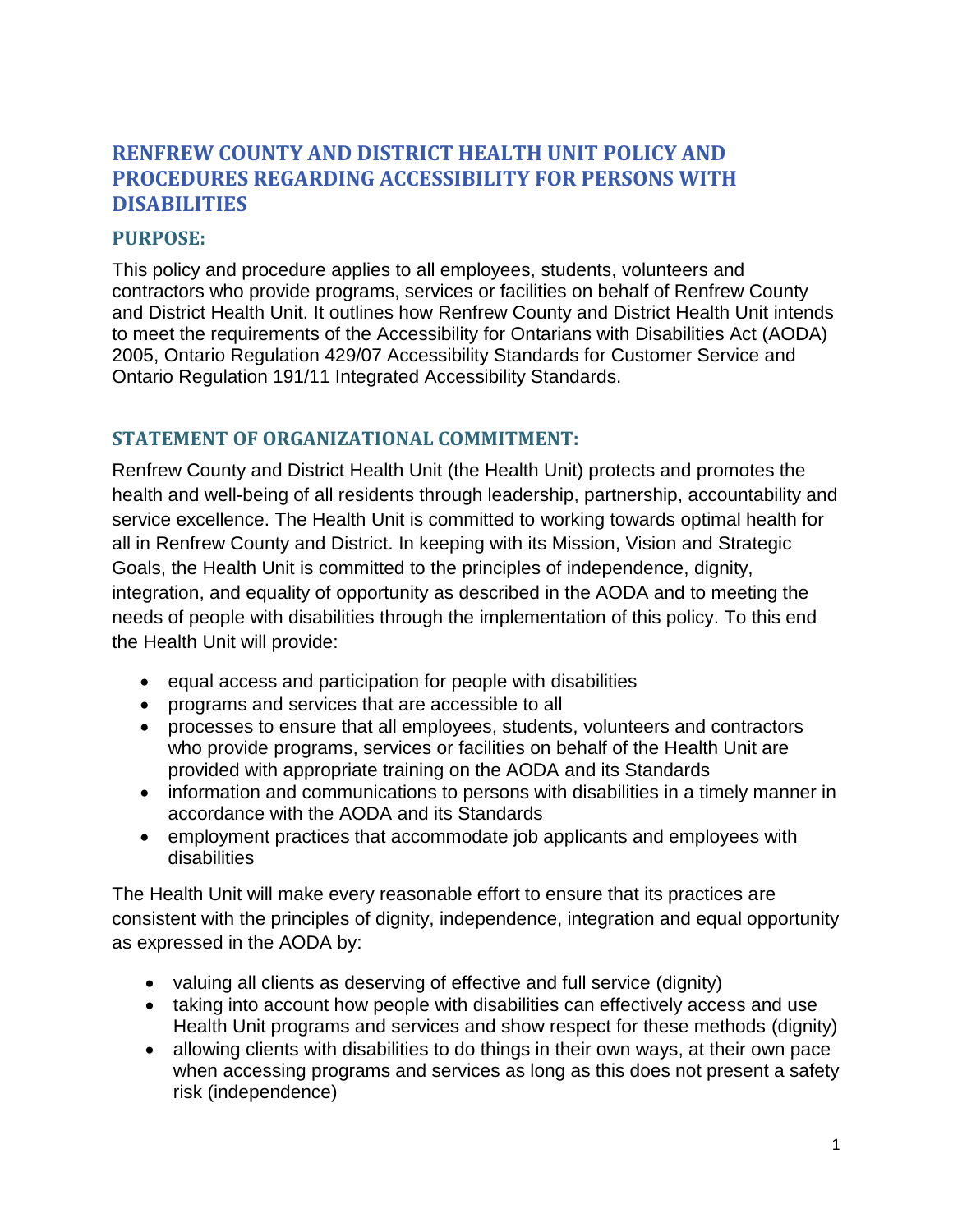# RENFREW COUNTY AND DISTRICT HEALTH UNIT POLICY AND PROCEDURES REGARDING ACCESSIBILITY FOR PERSONS WITH DISABILITIES

## PURPOSE:

This policy and procedure applies to all employees, students, volunteers and contractors who provide programs, services or facilities on behalf of Renfrew County and District Health Unit. It outlines how Renfrew County and District Health Unit intends to meet the requirements of the Accessibility for Ontarians with Disabilities Act (AODA) 2005, Ontario Regulation 429/07 Accessibility Standards for Customer Service and Ontario Regulation 191/11 Integrated Accessibility Standards.

## STATEMENT OF ORGANIZATIONAL COMMITMENT:

Renfrew County and District Health Unit (the Health Unit) protects and promotes the health and well-being of all residents through leadership, partnership, accountability and service excellence. The Health Unit is committed to working towards optimal health for all in Renfrew County and District. In keeping with its Mission, Vision and Strategic Goals, the Health Unit is committed to the principles of independence, dignity, integration, and equality of opportunity as described in the AODA and to meeting the needs of people with disabilities through the implementation of this policy. To this end the Health Unit will provide:

- equal access and participation for people with disabilities
- programs and services that are accessible to all
- processes to ensure that all employees, students, volunteers and contractors who provide programs, services or facilities on behalf of the Health Unit are provided with appropriate training on the AODA and its Standards
- information and communications to persons with disabilities in a timely manner in accordance with the AODA and its Standards
- employment practices that accommodate job applicants and employees with disabilities

The Health Unit will make every reasonable effort to ensure that its practices are consistent with the principles of dignity, independence, integration and equal opportunity as expressed in the AODA by:

- valuing all clients as deserving of effective and full service (dignity)
- taking into account how people with disabilities can effectively access and use Health Unit programs and services and show respect for these methods (dignity)
- allowing clients with disabilities to do things in their own ways, at their own pace when accessing programs and services as long as this does not present a safety risk (independence)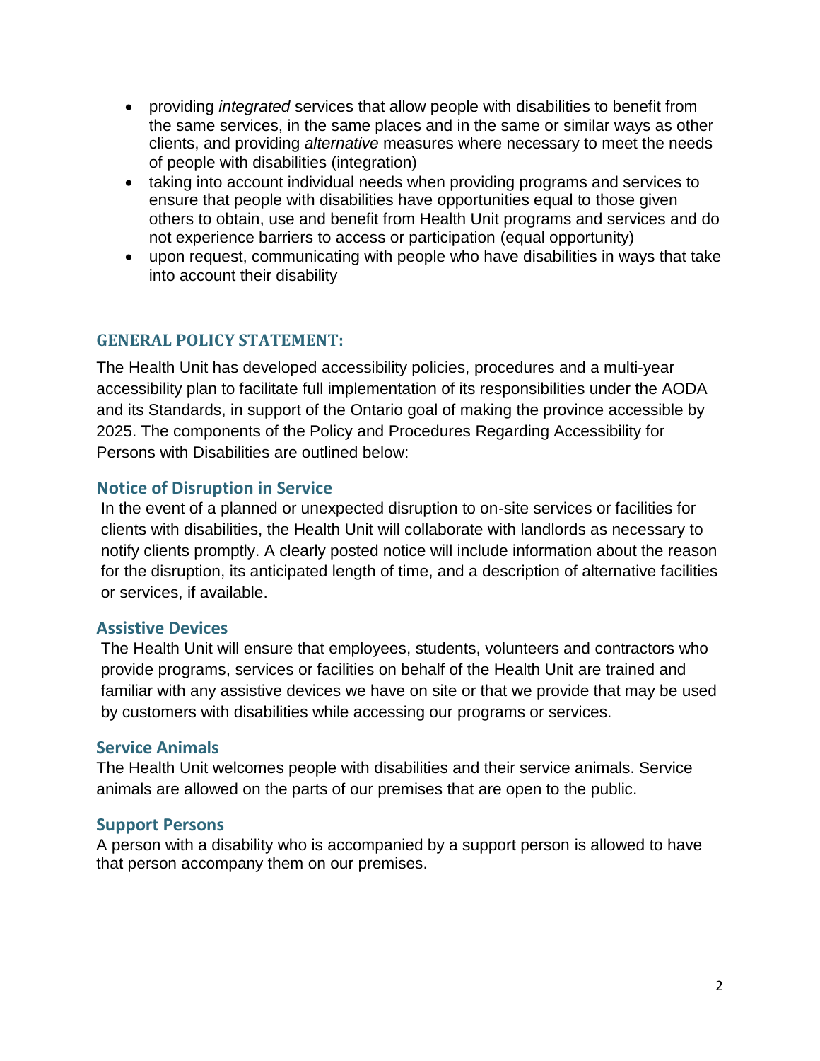- providing *integrated* services that allow people with disabilities to benefit from the same services, in the same places and in the same or similar ways as other clients, and providing *alternative* measures where necessary to meet the needs of people with disabilities (integration)
- taking into account individual needs when providing programs and services to ensure that people with disabilities have opportunities equal to those given others to obtain, use and benefit from Health Unit programs and services and do not experience barriers to access or participation (equal opportunity)
- upon request, communicating with people who have disabilities in ways that take into account their disability

## GENERAL POLICY STATEMENT:

The Health Unit has developed accessibility policies, procedures and a multi-year accessibility plan to facilitate full implementation of its responsibilities under the AODA and its Standards, in support of the Ontario goal of making the province accessible by 2025. The components of the Policy and Procedures Regarding Accessibility for Persons with Disabilities are outlined below:

### Notice of Disruption in Service

In the event of a planned or unexpected disruption to on-site services or facilities for clients with disabilities, the Health Unit will collaborate with landlords as necessary to notify clients promptly. A clearly posted notice will include information about the reason for the disruption, its anticipated length of time, and a description of alternative facilities or services, if available.

### Assistive Devices

The Health Unit will ensure that employees, students, volunteers and contractors who provide programs, services or facilities on behalf of the Health Unit are trained and familiar with any assistive devices we have on site or that we provide that may be used by customers with disabilities while accessing our programs or services.

### Service Animals

The Health Unit welcomes people with disabilities and their service animals. Service animals are allowed on the parts of our premises that are open to the public.

### Support Persons

A person with a disability who is accompanied by a support person is allowed to have that person accompany them on our premises.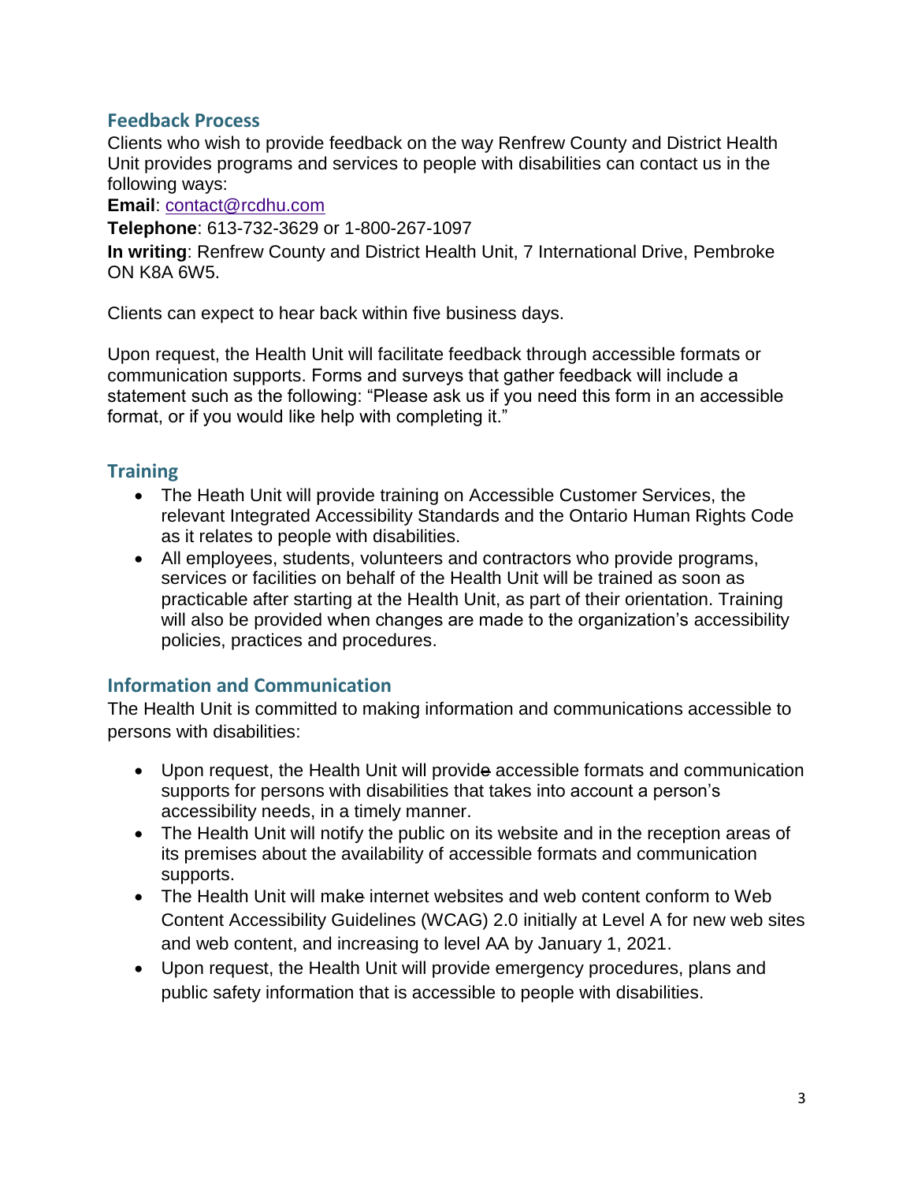## Feedback Process

Clients who wish to provide feedback on the way Renfrew County and District Health Unit provides programs and services to people with disabilities can contact us in the following ways:

**Email**: contact@rcdhu.com

**Telephone**: 613-732-3629 or 1-800-267-1097

**In writing**: Renfrew County and District Health Unit, 7 International Drive, Pembroke ON K8A 6W5.

Clients can expect to hear back within five business days.

Upon request, the Health Unit will facilitate feedback through accessible formats or communication supports. Forms and surveys that gather feedback will include a statement such as the following: "Please ask us if you need this form in an accessible format, or if you would like help with completing it."

## Training

- The Heath Unit will provide training on Accessible Customer Services, the relevant Integrated Accessibility Standards and the Ontario Human Rights Code as it relates to people with disabilities.
- All employees, students, volunteers and contractors who provide programs, services or facilities on behalf of the Health Unit will be trained as soon as practicable after starting at the Health Unit, as part of their orientation. Training will also be provided when changes are made to the organization's accessibility policies, practices and procedures.

## Information and Communication

The Health Unit is committed to making information and communications accessible to persons with disabilities:

- Upon request, the Health Unit will provide accessible formats and communication supports for persons with disabilities that takes into account a person's accessibility needs, in a timely manner.
- The Health Unit will notify the public on its website and in the reception areas of its premises about the availability of accessible formats and communication supports.
- The Health Unit will make internet websites and web content conform to Web Content Accessibility Guidelines (WCAG) 2.0 initially at Level A for new web sites and web content, and increasing to level AA by January 1, 2021.
- Upon request, the Health Unit will provide emergency procedures, plans and public safety information that is accessible to people with disabilities.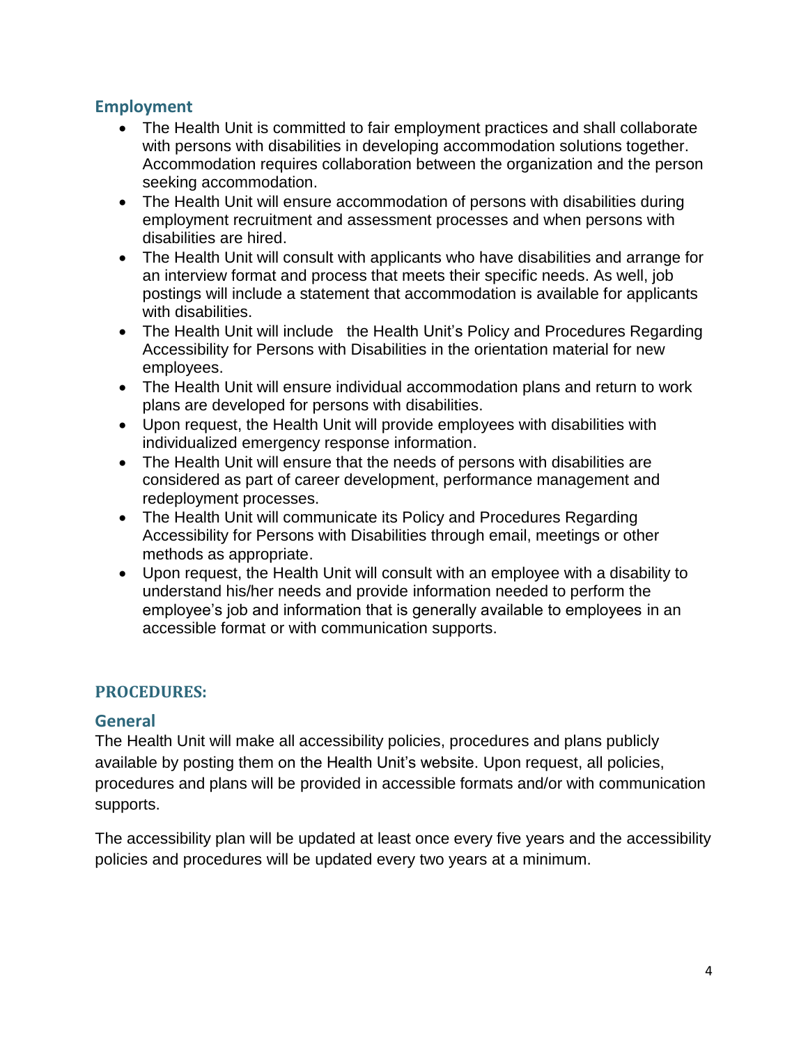### Employment

- The Health Unit is committed to fair employment practices and shall collaborate with persons with disabilities in developing accommodation solutions together. Accommodation requires collaboration between the organization and the person seeking accommodation.
- The Health Unit will ensure accommodation of persons with disabilities during employment recruitment and assessment processes and when persons with disabilities are hired.
- The Health Unit will consult with applicants who have disabilities and arrange for an interview format and process that meets their specific needs. As well, job postings will include a statement that accommodation is available for applicants with disabilities.
- The Health Unit will include the Health Unit's Policy and Procedures Regarding Accessibility for Persons with Disabilities in the orientation material for new employees.
- The Health Unit will ensure individual accommodation plans and return to work plans are developed for persons with disabilities.
- Upon request, the Health Unit will provide employees with disabilities with individualized emergency response information.
- The Health Unit will ensure that the needs of persons with disabilities are considered as part of career development, performance management and redeployment processes.
- The Health Unit will communicate its Policy and Procedures Regarding Accessibility for Persons with Disabilities through email, meetings or other methods as appropriate.
- Upon request, the Health Unit will consult with an employee with a disability to understand his/her needs and provide information needed to perform the employee's job and information that is generally available to employees in an accessible format or with communication supports.

## PROCEDURES:

### General

The Health Unit will make all accessibility policies, procedures and plans publicly available by posting them on the Health Unit's website. Upon request, all policies, procedures and plans will be provided in accessible formats and/or with communication supports.

The accessibility plan will be updated at least once every five years and the accessibility policies and procedures will be updated every two years at a minimum.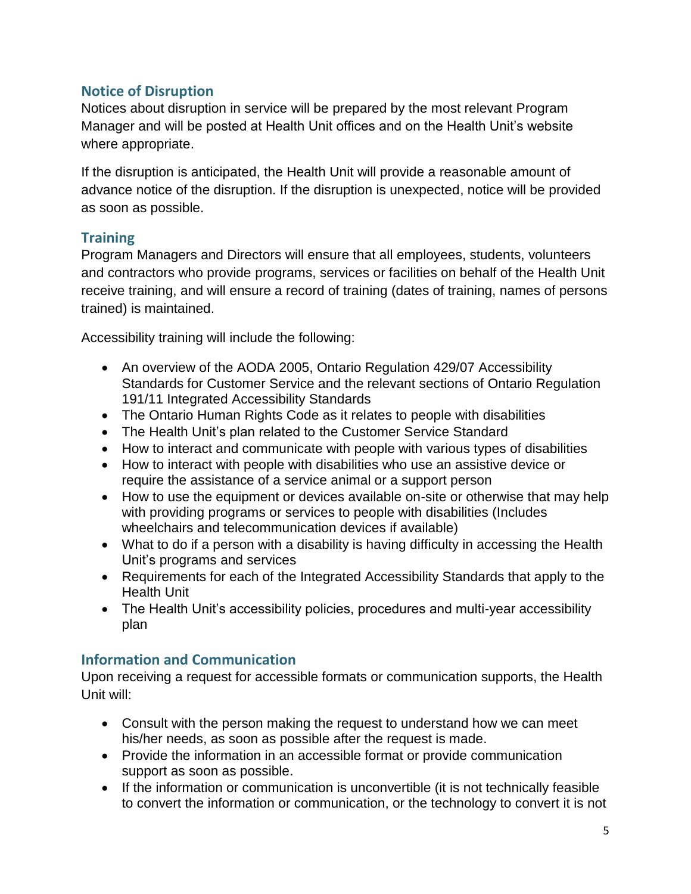## Notice of Disruption

Notices about disruption in service will be prepared by the most relevant Program Manager and will be posted at Health Unit offices and on the Health Unit's website where appropriate.

If the disruption is anticipated, the Health Unit will provide a reasonable amount of advance notice of the disruption. If the disruption is unexpected, notice will be provided as soon as possible.

## Training

Program Managers and Directors will ensure that all employees, students, volunteers and contractors who provide programs, services or facilities on behalf of the Health Unit receive training, and will ensure a record of training (dates of training, names of persons trained) is maintained.

Accessibility training will include the following:

- An overview of the AODA 2005, Ontario Regulation 429/07 Accessibility Standards for Customer Service and the relevant sections of Ontario Regulation 191/11 Integrated Accessibility Standards
- The Ontario Human Rights Code as it relates to people with disabilities
- The Health Unit's plan related to the Customer Service Standard
- How to interact and communicate with people with various types of disabilities
- How to interact with people with disabilities who use an assistive device or require the assistance of a service animal or a support person
- How to use the equipment or devices available on-site or otherwise that may help with providing programs or services to people with disabilities (Includes wheelchairs and telecommunication devices if available)
- What to do if a person with a disability is having difficulty in accessing the Health Unit's programs and services
- Requirements for each of the Integrated Accessibility Standards that apply to the Health Unit
- The Health Unit's accessibility policies, procedures and multi-year accessibility plan

## Information and Communication

Upon receiving a request for accessible formats or communication supports, the Health Unit will:

- Consult with the person making the request to understand how we can meet his/her needs, as soon as possible after the request is made.
- Provide the information in an accessible format or provide communication support as soon as possible.
- If the information or communication is unconvertible (it is not technically feasible to convert the information or communication, or the technology to convert it is not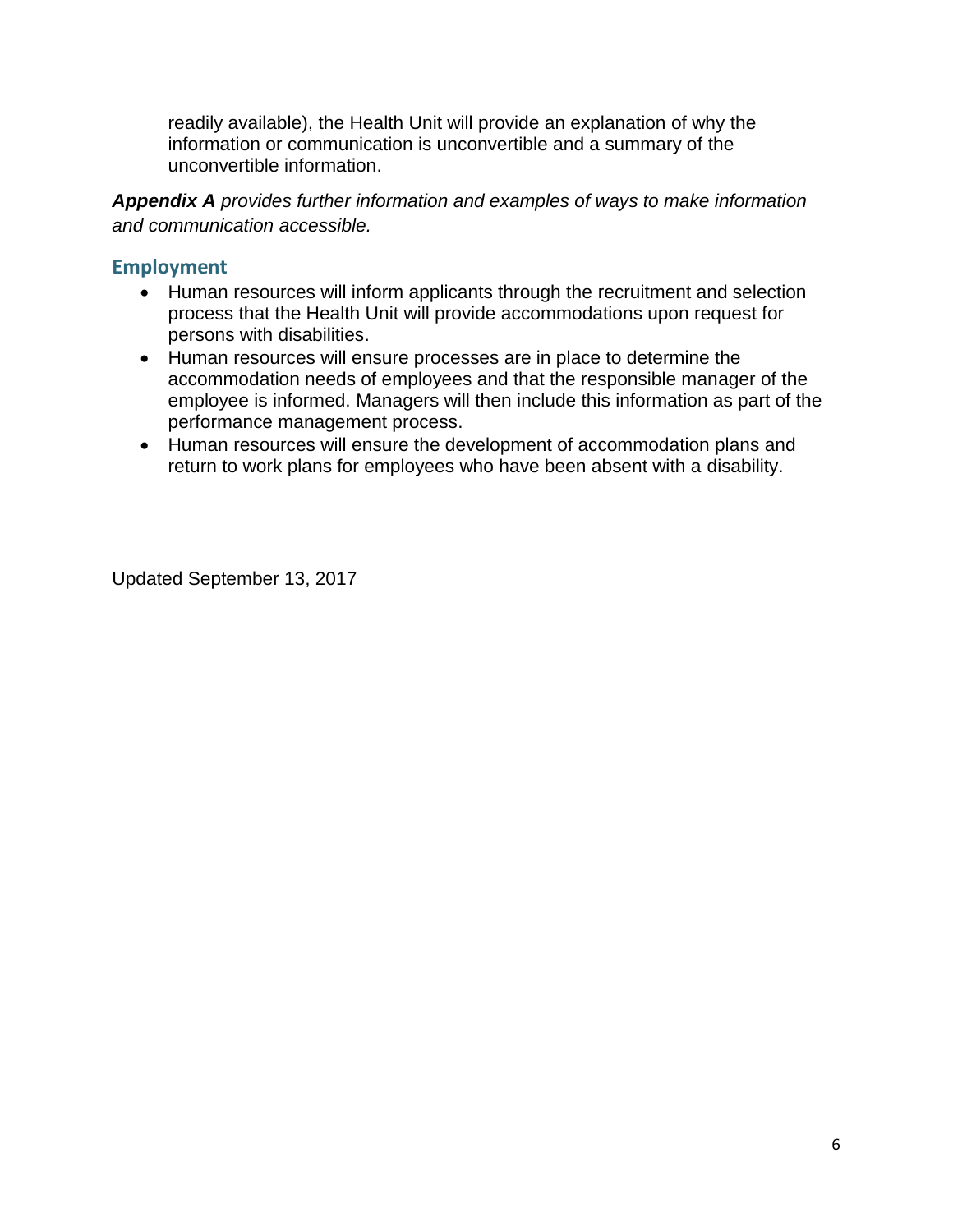readily available), the Health Unit will provide an explanation of why the information or communication is unconvertible and a summary of the unconvertible information.

***Appendix A** provides further information and examples of ways to make information and communication accessible.*

## Employment

- Human resources will inform applicants through the recruitment and selection process that the Health Unit will provide accommodations upon request for persons with disabilities.
- Human resources will ensure processes are in place to determine the accommodation needs of employees and that the responsible manager of the employee is informed. Managers will then include this information as part of the performance management process.
- Human resources will ensure the development of accommodation plans and return to work plans for employees who have been absent with a disability.

Updated September 13, 2017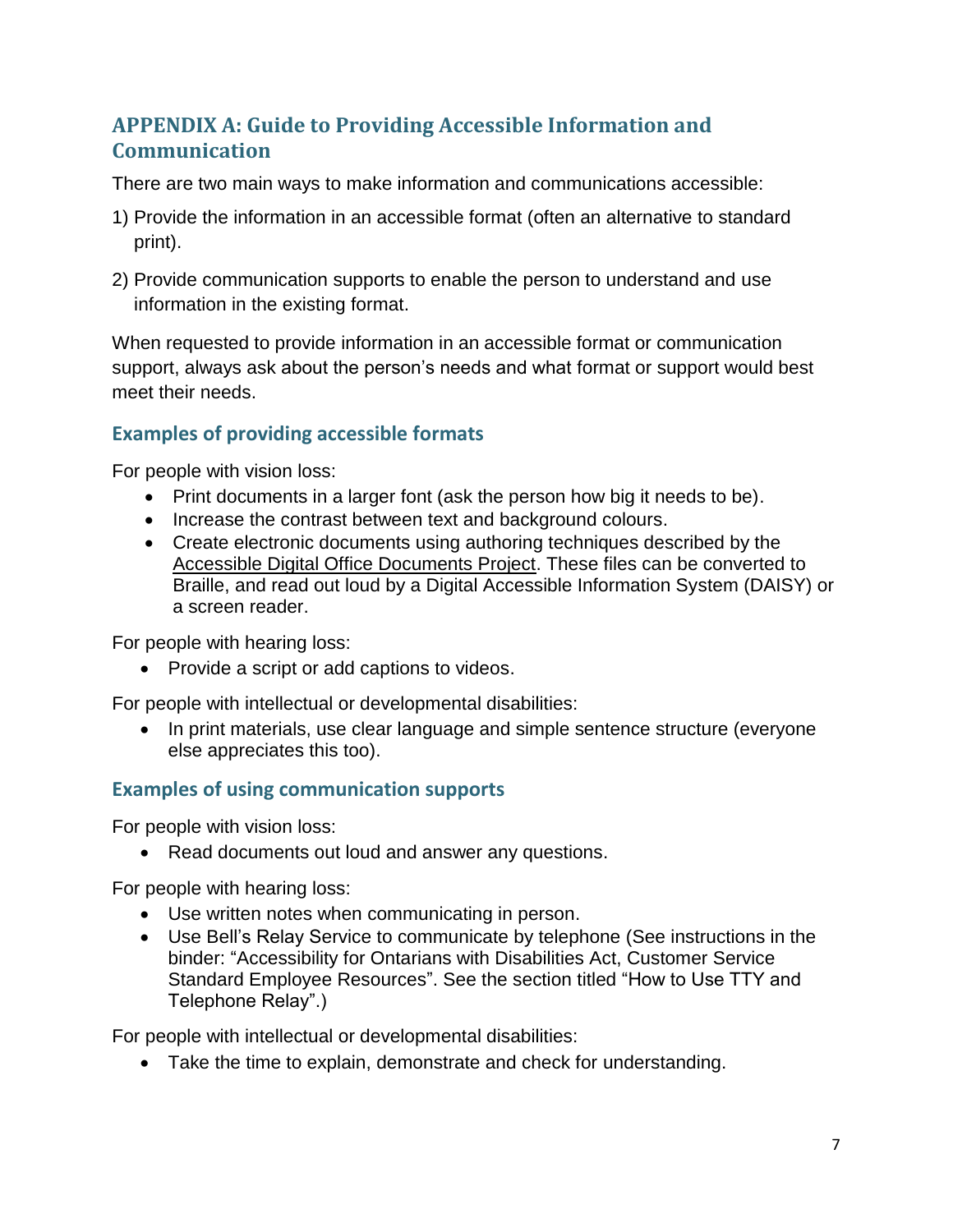## APPENDIX A: Guide to Providing Accessible Information and Communication

There are two main ways to make information and communications accessible:

1) Provide the information in an accessible format (often an alternative to standard print).

2) Provide communication supports to enable the person to understand and use information in the existing format.

When requested to provide information in an accessible format or communication support, always ask about the person's needs and what format or support would best meet their needs.

### Examples of providing accessible formats

For people with vision loss:

- Print documents in a larger font (ask the person how big it needs to be).
- Increase the contrast between text and background colours.
- Create electronic documents using authoring techniques described by the Accessible Digital Office Documents Project. These files can be converted to Braille, and read out loud by a Digital Accessible Information System (DAISY) or a screen reader.

For people with hearing loss:

- Provide a script or add captions to videos.

For people with intellectual or developmental disabilities:

- In print materials, use clear language and simple sentence structure (everyone else appreciates this too).

### Examples of using communication supports

For people with vision loss:

- Read documents out loud and answer any questions.

For people with hearing loss:

- Use written notes when communicating in person.
- Use Bell's Relay Service to communicate by telephone (See instructions in the binder: "Accessibility for Ontarians with Disabilities Act, Customer Service Standard Employee Resources". See the section titled "How to Use TTY and Telephone Relay".)

For people with intellectual or developmental disabilities:

- Take the time to explain, demonstrate and check for understanding.